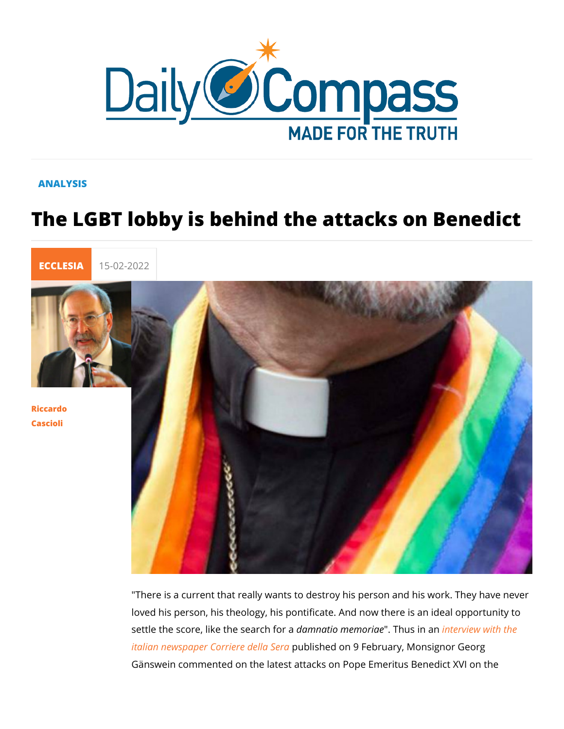ANALYSIS

# The LGBT lobby is behind the attacks on Benedict

ECCLESIA 15-02-2022

Riccardo Cascioli

"There is a current that really wants to destroy his person and his work. They have never loved his person, his theology, his pontificate. And now there is an ideal opportunity to settle the score, like the search for a *damnatio memoriae*". Thus in an *interview with the italian newspaper Corriere della Sera* published on 9 February, Monsignor Georg Gänswein commented on the latest attacks on Pope Emeritus Benedict XVI on the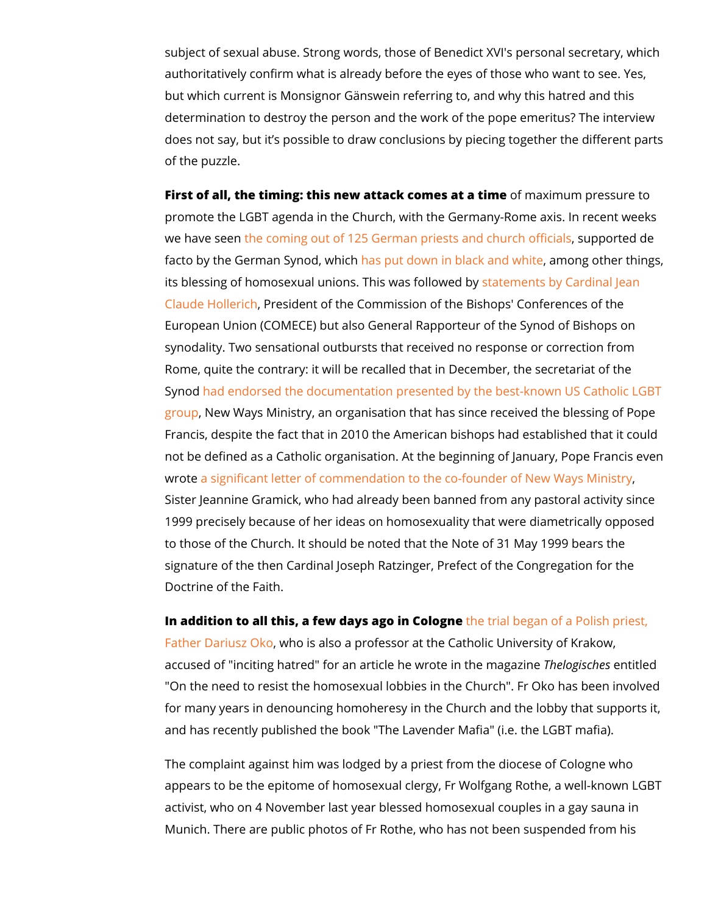subject of sexual abuse. Strong words, those of Benedict XVI's personal secretary, which authoritatively confirm what is already before the eyes of those who want to see. Yes, but which current is Monsignor Gänswein referring to, and why this hatred and this determination to destroy the person and the work of the pope emeritus? The interview does not say, but it's possible to draw conclusions by piecing together the different parts of the puzzle.

**First of all, the timing: this new attack comes at a time** of maximum pressure to promote the LGBT agenda in the Church, with the Germany-Rome axis. In recent weeks we have seen the coming out of 125 German priests and church officials, supported de facto by the German Synod, which has put down in black and white, among other things, its blessing of homosexual unions. This was followed by statements by Cardinal Jean Claude Hollerich, President of the Commission of the Bishops' Conferences of the European Union (COMECE) but also General Rapporteur of the Synod of Bishops on synodality. Two sensational outbursts that received no response or correction from Rome, quite the contrary: it will be recalled that in December, the secretariat of the Synod had endorsed the documentation presented by the best-known US Catholic LGBT group, New Ways Ministry, an organisation that has since received the blessing of Pope Francis, despite the fact that in 2010 the American bishops had established that it could not be defined as a Catholic organisation. At the beginning of January, Pope Francis even wrote a significant letter of commendation to the co-founder of New Ways Ministry, Sister Jeannine Gramick, who had already been banned from any pastoral activity since 1999 precisely because of her ideas on homosexuality that were diametrically opposed to those of the Church. It should be noted that the Note of 31 May 1999 bears the signature of the then Cardinal Joseph Ratzinger, Prefect of the Congregation for the Doctrine of the Faith.

**In addition to all this, a few days ago in Cologne** the trial began of a Polish priest, Father Dariusz Oko, who is also a professor at the Catholic University of Krakow, accused of "inciting hatred" for an article he wrote in the magazine *Thelogisches* entitled "On the need to resist the homosexual lobbies in the Church". Fr Oko has been involved for many years in denouncing homoheresy in the Church and the lobby that supports it, and has recently published the book "The Lavender Mafia" (i.e. the LGBT mafia).

The complaint against him was lodged by a priest from the diocese of Cologne who appears to be the epitome of homosexual clergy, Fr Wolfgang Rothe, a well-known LGBT activist, who on 4 November last year blessed homosexual couples in a gay sauna in Munich. There are public photos of Fr Rothe, who has not been suspended from his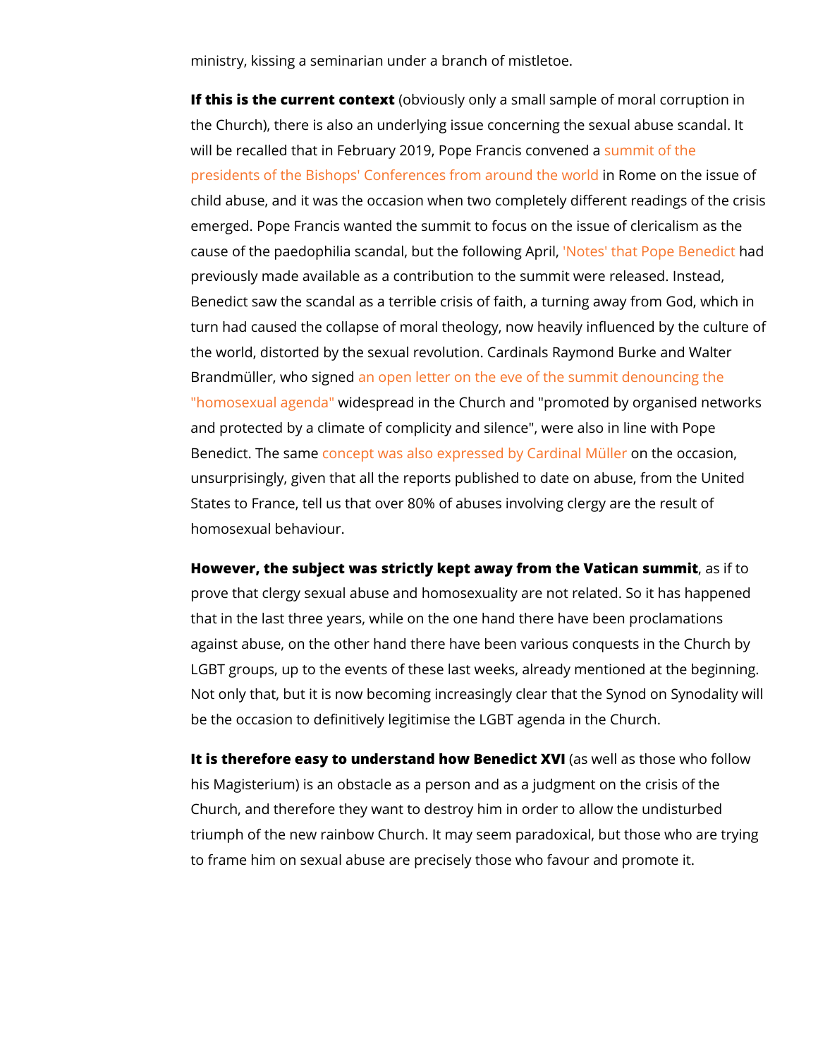ministry, kissing a seminarian under a branch of mistletoe.

**If this is the current context** (obviously only a small sample of moral corruption in the Church), there is also an underlying issue concerning the sexual abuse scandal. It will be recalled that in February 2019, Pope Francis convened a summit of the presidents of the Bishops' Conferences from around the world in Rome on the issue of child abuse, and it was the occasion when two completely different readings of the crisis emerged. Pope Francis wanted the summit to focus on the issue of clericalism as the cause of the paedophilia scandal, but the following April, 'Notes' that Pope Benedict had previously made available as a contribution to the summit were released. Instead, Benedict saw the scandal as a terrible crisis of faith, a turning away from God, which in turn had caused the collapse of moral theology, now heavily influenced by the culture of the world, distorted by the sexual revolution. Cardinals Raymond Burke and Walter Brandmüller, who signed an open letter on the eve of the summit denouncing the "homosexual agenda" widespread in the Church and "promoted by organised networks and protected by a climate of complicity and silence", were also in line with Pope Benedict. The same concept was also expressed by Cardinal Müller on the occasion, unsurprisingly, given that all the reports published to date on abuse, from the United States to France, tell us that over 80% of abuses involving clergy are the result of homosexual behaviour.

**However, the subject was strictly kept away from the Vatican summit**, as if to prove that clergy sexual abuse and homosexuality are not related. So it has happened that in the last three years, while on the one hand there have been proclamations against abuse, on the other hand there have been various conquests in the Church by LGBT groups, up to the events of these last weeks, already mentioned at the beginning. Not only that, but it is now becoming increasingly clear that the Synod on Synodality will be the occasion to definitively legitimise the LGBT agenda in the Church.

**It is therefore easy to understand how Benedict XVI** (as well as those who follow his Magisterium) is an obstacle as a person and as a judgment on the crisis of the Church, and therefore they want to destroy him in order to allow the undisturbed triumph of the new rainbow Church. It may seem paradoxical, but those who are trying to frame him on sexual abuse are precisely those who favour and promote it.